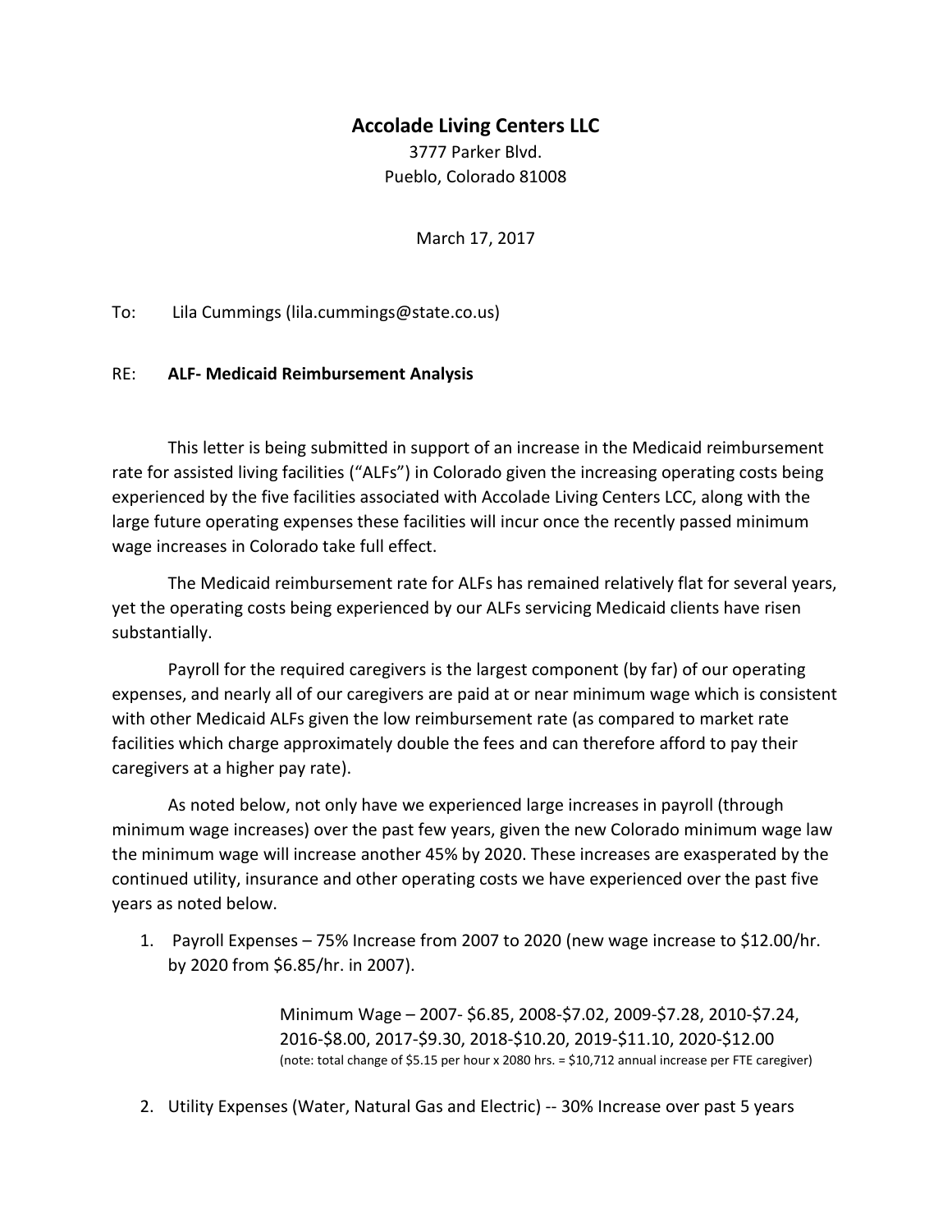**Accolade Living Centers LLC**

3777 Parker Blvd.
Pueblo, Colorado 81008

March 17, 2017

To: Lila Cummings (lila.cummings@state.co.us)

RE: **ALF- Medicaid Reimbursement Analysis**

This letter is being submitted in support of an increase in the Medicaid reimbursement rate for assisted living facilities ("ALFs") in Colorado given the increasing operating costs being experienced by the five facilities associated with Accolade Living Centers LCC, along with the large future operating expenses these facilities will incur once the recently passed minimum wage increases in Colorado take full effect.

The Medicaid reimbursement rate for ALFs has remained relatively flat for several years, yet the operating costs being experienced by our ALFs servicing Medicaid clients have risen substantially.

Payroll for the required caregivers is the largest component (by far) of our operating expenses, and nearly all of our caregivers are paid at or near minimum wage which is consistent with other Medicaid ALFs given the low reimbursement rate (as compared to market rate facilities which charge approximately double the fees and can therefore afford to pay their caregivers at a higher pay rate).

As noted below, not only have we experienced large increases in payroll (through minimum wage increases) over the past few years, given the new Colorado minimum wage law the minimum wage will increase another 45% by 2020. These increases are exasperated by the continued utility, insurance and other operating costs we have experienced over the past five years as noted below.

1. Payroll Expenses – 75% Increase from 2007 to 2020 (new wage increase to $12.00/hr. by 2020 from $6.85/hr. in 2007).

   Minimum Wage – 2007- $6.85, 2008-$7.02, 2009-$7.28, 2010-$7.24, 2016-$8.00, 2017-$9.30, 2018-$10.20, 2019-$11.10, 2020-$12.00
   (note: total change of $5.15 per hour x 2080 hrs. = $10,712 annual increase per FTE caregiver)

2. Utility Expenses (Water, Natural Gas and Electric) -- 30% Increase over past 5 years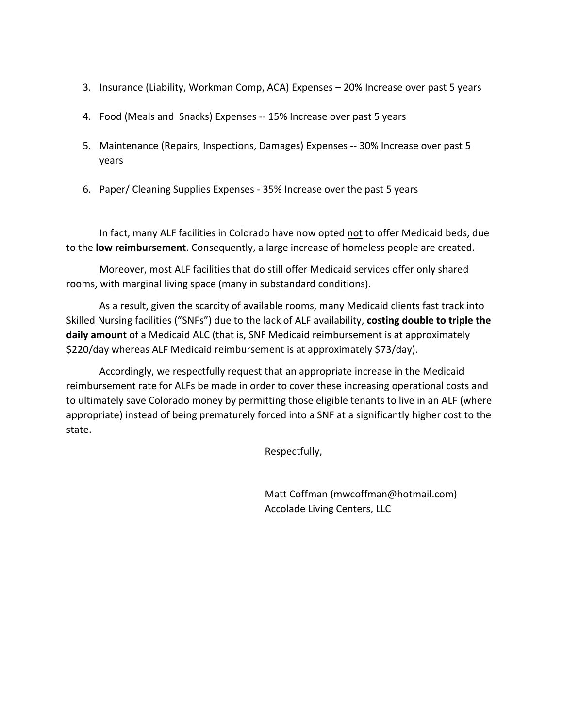3. Insurance (Liability, Workman Comp, ACA) Expenses – 20% Increase over past 5 years

4. Food (Meals and Snacks) Expenses -- 15% Increase over past 5 years

5. Maintenance (Repairs, Inspections, Damages) Expenses -- 30% Increase over past 5 years

6. Paper/ Cleaning Supplies Expenses - 35% Increase over the past 5 years

In fact, many ALF facilities in Colorado have now opted not to offer Medicaid beds, due to the **low reimbursement**. Consequently, a large increase of homeless people are created.

Moreover, most ALF facilities that do still offer Medicaid services offer only shared rooms, with marginal living space (many in substandard conditions).

As a result, given the scarcity of available rooms, many Medicaid clients fast track into Skilled Nursing facilities ("SNFs") due to the lack of ALF availability, **costing double to triple the daily amount** of a Medicaid ALC (that is, SNF Medicaid reimbursement is at approximately $220/day whereas ALF Medicaid reimbursement is at approximately $73/day).

Accordingly, we respectfully request that an appropriate increase in the Medicaid reimbursement rate for ALFs be made in order to cover these increasing operational costs and to ultimately save Colorado money by permitting those eligible tenants to live in an ALF (where appropriate) instead of being prematurely forced into a SNF at a significantly higher cost to the state.

Respectfully,

Matt Coffman (mwcoffman@hotmail.com)
Accolade Living Centers, LLC